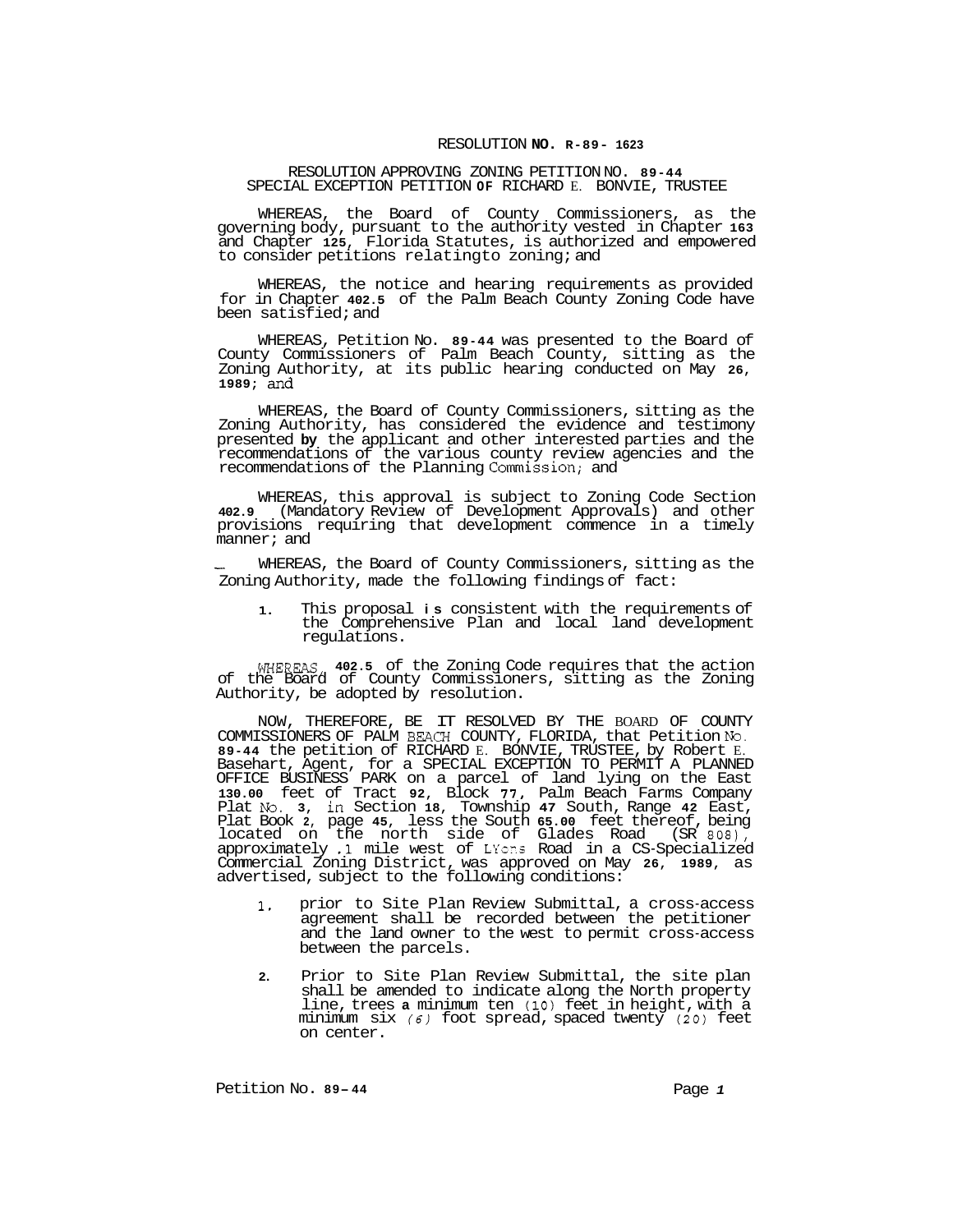# RESOLUTION NO. R-89-1623

## RESOLUTION APPROVING ZONING PETITION NO. 89-44 SPECIAL EXCEPTION PETITION OF RICHARD E. BONVIE, TRUSTEE

WHEREAS, the Board of County Commissioners, as the governing body, pursuant to the authority vested in Chapter 163 and Chapter 125, Florida Statutes, is authorized and empowered to consider petitions relating to zoning; and

WHEREAS, the notice and hearing requirements as provided for in Chapter 402.5 of the Palm Beach County Zoning Code have been satisfied; and

WHEREAS, Petition No. 89-44 was presented to the Board of County Commissioners of Palm Beach County, sitting as the Zoning Authority, at its public hearing conducted on May 26, 1989; and

WHEREAS, the Board of County Commissioners, sitting as the Zoning Authority, has considered the evidence and testimony presented by the applicant and other interested parties and the recommendations of the various county review agencies and the recommendations of the Planning Commission; and

WHEREAS, this approval is subject to Zoning Code Section 402.9 (Mandatory Review of Development Approvals) and other provisions requiring that development commence in a timely manner; and

WHEREAS, the Board of County Commissioners, sitting as the Zoning Authority, made the following findings of fact:

1. This proposal is consistent with the requirements of the Comprehensive Plan and local land development regulations.

WHEREAS, 402.5 of the Zoning Code requires that the action of the Board of County Commissioners, sitting as the Zoning Authority, be adopted by resolution.

NOW, THEREFORE, BE IT RESOLVED BY THE BOARD OF COUNTY COMMISSIONERS OF PALM BEACH COUNTY, FLORIDA, that Petition No. 89-44 the petition of RICHARD E. BONVIE, TRUSTEE, by Robert E. Basehart, Agent, for a SPECIAL EXCEPTION TO PERMIT A PLANNED OFFICE BUSINESS PARK on a parcel of land lying on the East 130.00 feet of Tract 92, Block 77, Palm Beach Farms Company Plat No. 3, in Section 18, Township 47 South, Range 42 East, Plat Book 2, page 45, less the South 65.00 feet thereof, being located on the north side of Glades Road (SR 808), approximately .1 mile west of Lyons Road in a CS-Specialized Commercial Zoning District, was approved on May 26, 1989, as advertised, subject to the following conditions:

1. prior to Site Plan Review Submittal, a cross-access agreement shall be recorded between the petitioner and the land owner to the west to permit cross-access between the parcels.

2. Prior to Site Plan Review Submittal, the site plan shall be amended to indicate along the North property line, trees a minimum ten (10) feet in height, with a minimum six (6) foot spread, spaced twenty (20) feet on center.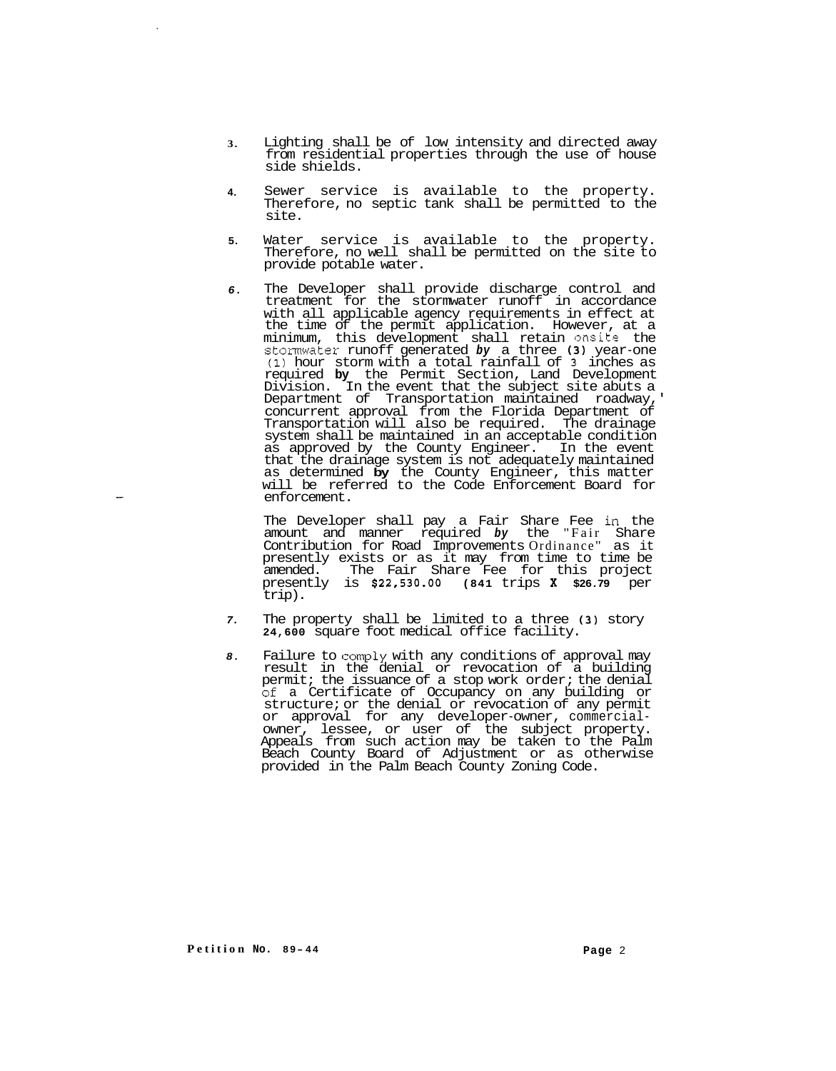3. Lighting shall be of low intensity and directed away from residential properties through the use of house side shields.

4. Sewer service is available to the property. Therefore, no septic tank shall be permitted to the site.

5. Water service is available to the property. Therefore, no well shall be permitted on the site to provide potable water.

6. The Developer shall provide discharge control and treatment for the stormwater runoff in accordance with all applicable agency requirements in effect at the time of the permit application. However, at a minimum, this development shall retain onsite the stormwater runoff generated *by* a three (3) year-one (1) hour storm with a total rainfall of 3 inches as required **by** the Permit Section, Land Development Division. In the event that the subject site abuts a Department of Transportation maintained roadway,' concurrent approval from the Florida Department of Transportation will also be required. The drainage system shall be maintained in an acceptable condition as approved by the County Engineer. In the event that the drainage system is not adequately maintained as determined **by** the County Engineer, this matter will be referred to the Code Enforcement Board for enforcement.

   The Developer shall pay a Fair Share Fee in the amount and manner required *by* the "Fair Share Contribution for Road Improvements Ordinance" as it presently exists or as it may from time to time be amended. The Fair Share Fee for this project presently is **$22,530.00** (**841** trips **X** **$26.79** per trip).

7. The property shall be limited to a three (3) story **24,600** square foot medical office facility.

8. Failure to comply with any conditions of approval may result in the denial or revocation of a building permit; the issuance of a stop work order; the denial of a Certificate of Occupancy on any building or structure; or the denial or revocation of any permit or approval for any developer-owner, commercial-owner, lessee, or user of the subject property. Appeals from such action may be taken to the Palm Beach County Board of Adjustment or as otherwise provided in the Palm Beach County Zoning Code.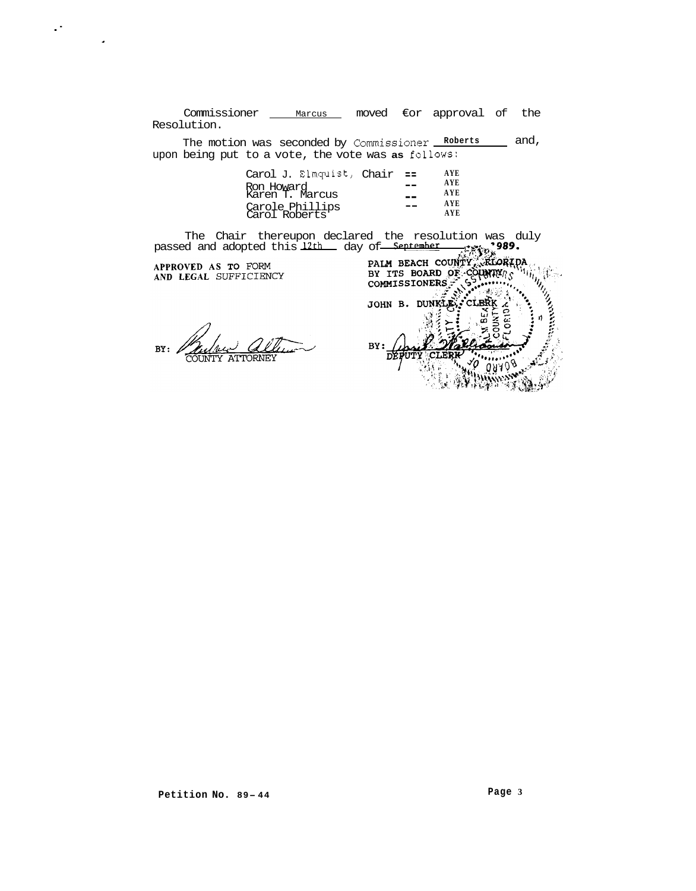Commissioner Marcus moved €or approval of the Resolution.

The motion was seconded by Commissioner Roberts and, upon being put to a vote, the vote was as follows:

| | | |
|---|---|---|
| Carol J. Elmquist, Chair | -- | AYE |
| Ron Howard | -- | AYE |
| Karen T. Marcus | -- | AYE |
| Carole Phillips | -- | AYE |
| Carol Roberts | | AYE |

The Chair thereupon declared the resolution was duly passed and adopted this 12th day of September, 1989.

APPROVED AS TO FORM AND LEGAL SUFFICIENCY

BY: COUNTY ATTORNEY

PALM BEACH COUNTY, FLORIDA BY ITS BOARD OF COUNTY COMMISSIONERS

JOHN B. DUNKLE, CLERK

BY: DEPUTY CLERK

Petition No. 89-44